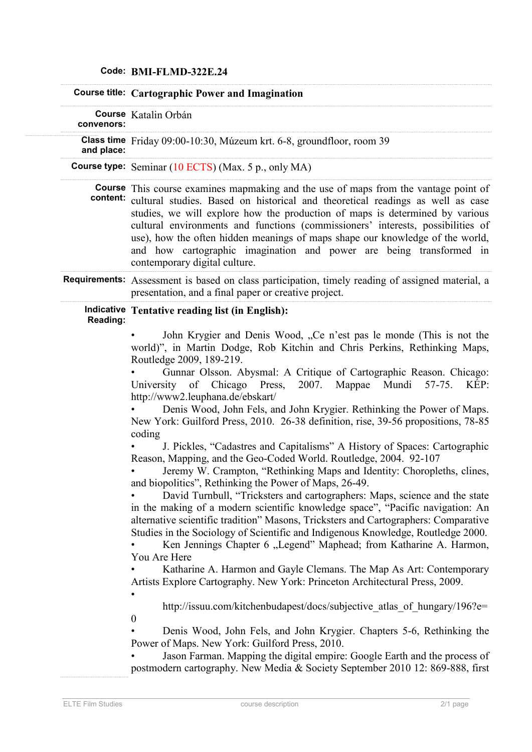**Code:** BMI-FLMD-322E.24

**Course title:** Cartographic Power and Imagination

**Course convenors:** Katalin Orbán

**Class time and place:** Friday 09:00-10:30, Múzeum krt. 6-8, groundfloor, room 39

**Course type:** Seminar (10 ECTS) (Max. 5 p., only MA)

**Course content:** This course examines mapmaking and the use of maps from the vantage point of cultural studies. Based on historical and theoretical readings as well as case studies, we will explore how the production of maps is determined by various cultural environments and functions (commissioners' interests, possibilities of use), how the often hidden meanings of maps shape our knowledge of the world, and how cartographic imagination and power are being transformed in contemporary digital culture.

**Requirements:** Assessment is based on class participation, timely reading of assigned material, a presentation, and a final paper or creative project.

**Indicative Reading:** **Tentative reading list (in English):**

- John Krygier and Denis Wood, „Ce n'est pas le monde (This is not the world)", in Martin Dodge, Rob Kitchin and Chris Perkins, Rethinking Maps, Routledge 2009, 189-219.
- Gunnar Olsson. Abysmal: A Critique of Cartographic Reason. Chicago: University of Chicago Press, 2007. Mappae Mundi 57-75. KÉP: http://www2.leuphana.de/ebskart/
- Denis Wood, John Fels, and John Krygier. Rethinking the Power of Maps. New York: Guilford Press, 2010. 26-38 definition, rise, 39-56 propositions, 78-85 coding
- J. Pickles, "Cadastres and Capitalisms" A History of Spaces: Cartographic Reason, Mapping, and the Geo-Coded World. Routledge, 2004. 92-107
- Jeremy W. Crampton, "Rethinking Maps and Identity: Choropleths, clines, and biopolitics", Rethinking the Power of Maps, 26-49.
- David Turnbull, "Tricksters and cartographers: Maps, science and the state in the making of a modern scientific knowledge space", "Pacific navigation: An alternative scientific tradition" Masons, Tricksters and Cartographers: Comparative Studies in the Sociology of Scientific and Indigenous Knowledge, Routledge 2000.
- Ken Jennings Chapter 6 „Legend" Maphead; from Katharine A. Harmon, You Are Here
- Katharine A. Harmon and Gayle Clemans. The Map As Art: Contemporary Artists Explore Cartography. New York: Princeton Architectural Press, 2009.
- http://issuu.com/kitchenbudapest/docs/subjective_atlas_of_hungary/196?e=0
- Denis Wood, John Fels, and John Krygier. Chapters 5-6, Rethinking the Power of Maps. New York: Guilford Press, 2010.
- Jason Farman. Mapping the digital empire: Google Earth and the process of postmodern cartography. New Media & Society September 2010 12: 869-888, first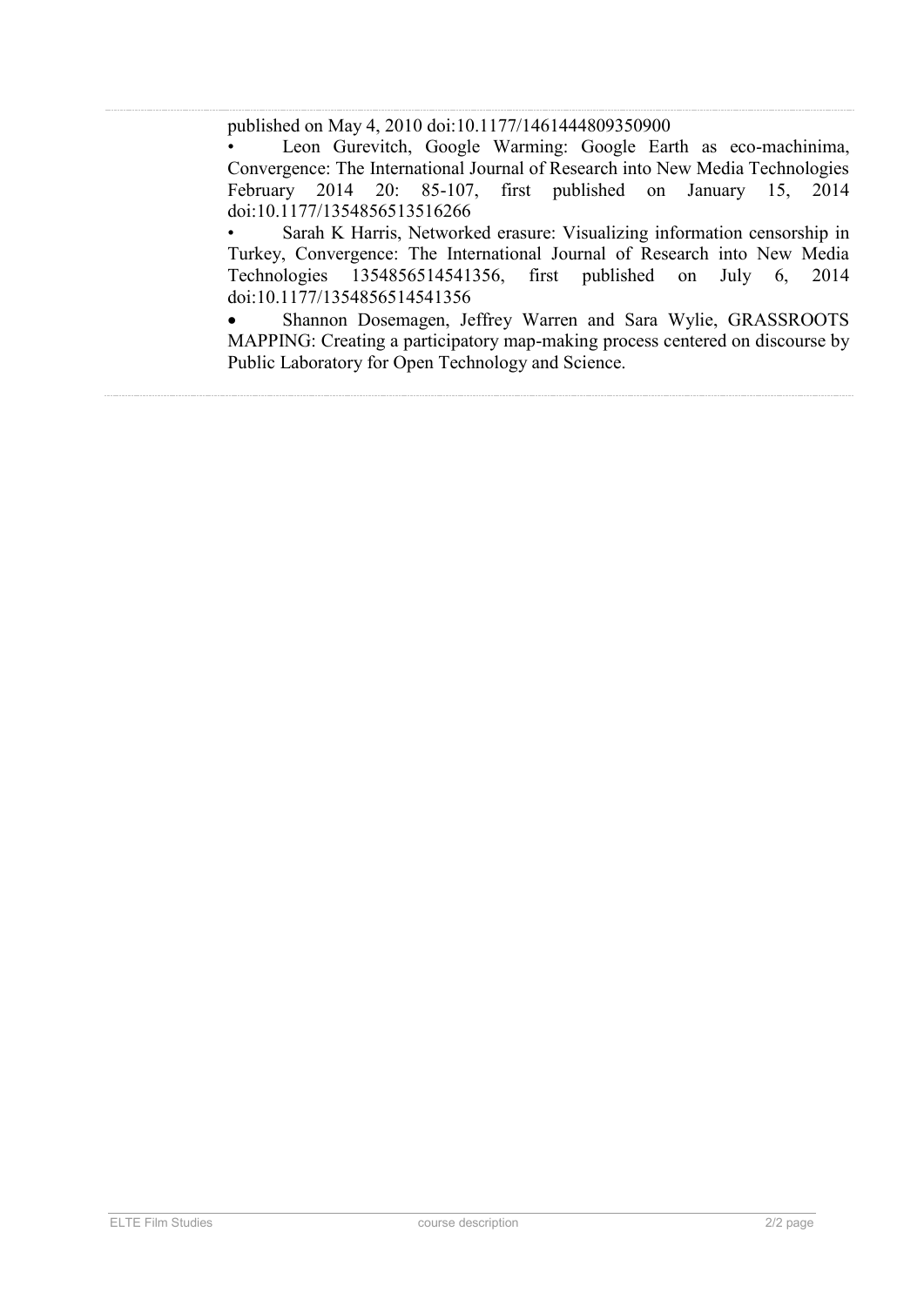published on May 4, 2010 doi:10.1177/1461444809350900

- Leon Gurevitch, Google Warming: Google Earth as eco-machinima, Convergence: The International Journal of Research into New Media Technologies February 2014 20: 85-107, first published on January 15, 2014 doi:10.1177/1354856513516266
- Sarah K Harris, Networked erasure: Visualizing information censorship in Turkey, Convergence: The International Journal of Research into New Media Technologies 1354856514541356, first published on July 6, 2014 doi:10.1177/1354856514541356
- Shannon Dosemagen, Jeffrey Warren and Sara Wylie, GRASSROOTS MAPPING: Creating a participatory map-making process centered on discourse by Public Laboratory for Open Technology and Science.